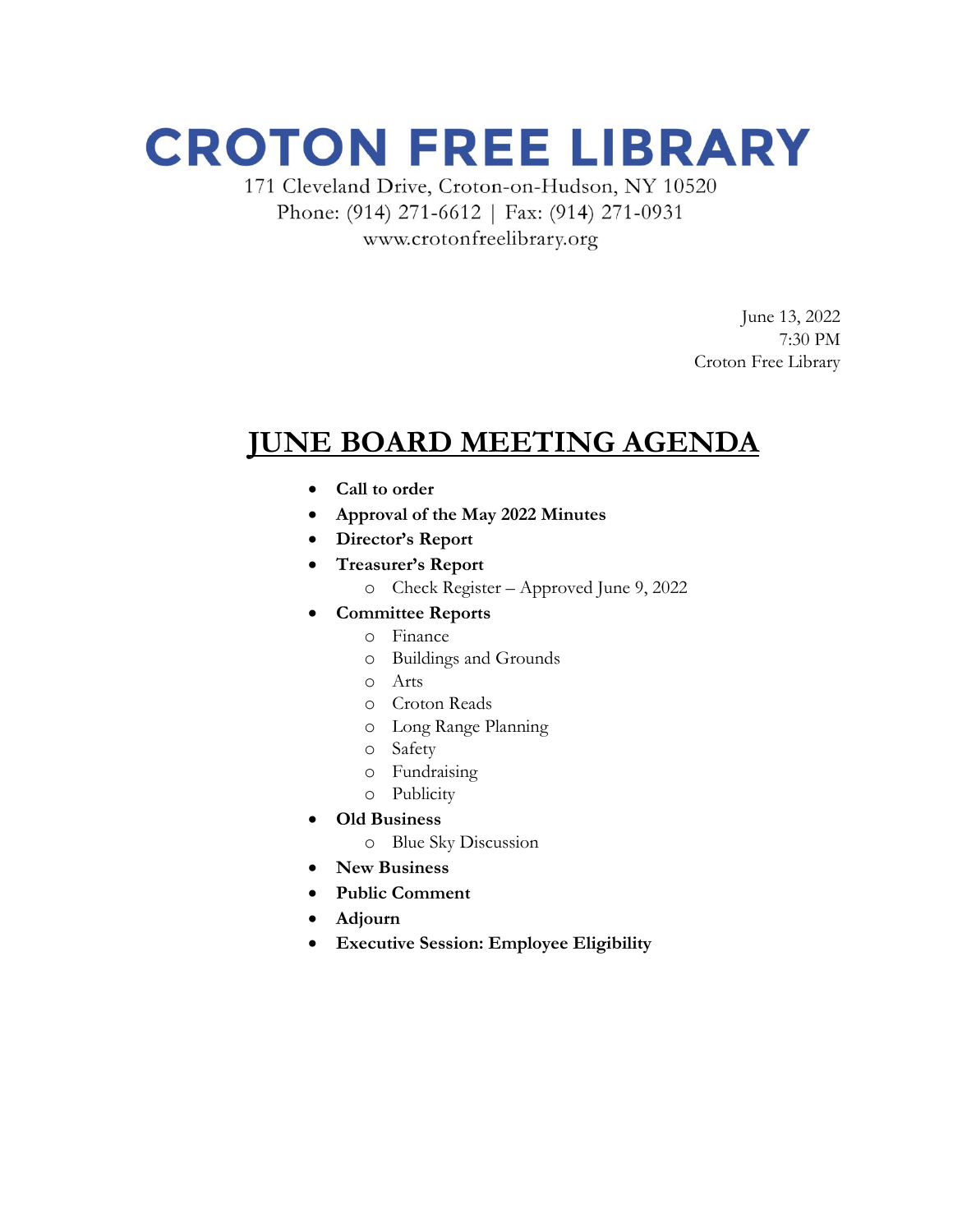# CROTON FREE LIBRARY

171 Cleveland Drive, Croton-on-Hudson, NY 10520
Phone: (914) 271-6612 | Fax: (914) 271-0931
www.crotonfreelibrary.org

June 13, 2022
7:30 PM
Croton Free Library

## JUNE BOARD MEETING AGENDA

- **Call to order**
- **Approval of the May 2022 Minutes**
- **Director's Report**
- **Treasurer's Report**
  - Check Register – Approved June 9, 2022
- **Committee Reports**
  - Finance
  - Buildings and Grounds
  - Arts
  - Croton Reads
  - Long Range Planning
  - Safety
  - Fundraising
  - Publicity
- **Old Business**
  - Blue Sky Discussion
- **New Business**
- **Public Comment**
- **Adjourn**
- **Executive Session: Employee Eligibility**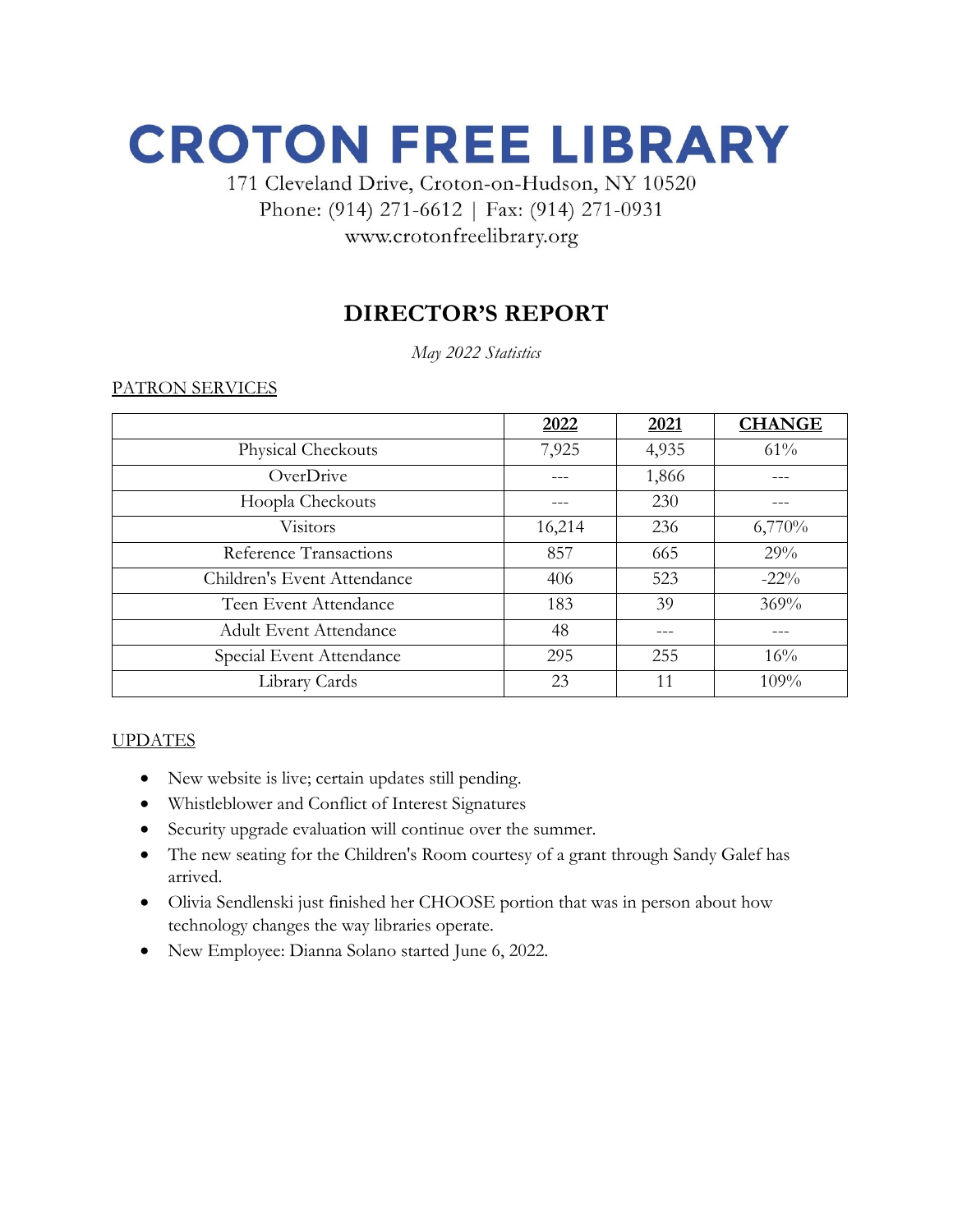# CROTON FREE LIBRARY

171 Cleveland Drive, Croton-on-Hudson, NY 10520
Phone: (914) 271-6612 | Fax: (914) 271-0931
www.crotonfreelibrary.org

## DIRECTOR'S REPORT

*May 2022 Statistics*

PATRON SERVICES

| | 2022 | 2021 | CHANGE |
|---|---|---|---|
| Physical Checkouts | 7,925 | 4,935 | 61% |
| OverDrive | --- | 1,866 | --- |
| Hoopla Checkouts | --- | 230 | --- |
| Visitors | 16,214 | 236 | 6,770% |
| Reference Transactions | 857 | 665 | 29% |
| Children's Event Attendance | 406 | 523 | -22% |
| Teen Event Attendance | 183 | 39 | 369% |
| Adult Event Attendance | 48 | --- | --- |
| Special Event Attendance | 295 | 255 | 16% |
| Library Cards | 23 | 11 | 109% |

UPDATES

- New website is live; certain updates still pending.
- Whistleblower and Conflict of Interest Signatures
- Security upgrade evaluation will continue over the summer.
- The new seating for the Children's Room courtesy of a grant through Sandy Galef has arrived.
- Olivia Sendlenski just finished her CHOOSE portion that was in person about how technology changes the way libraries operate.
- New Employee: Dianna Solano started June 6, 2022.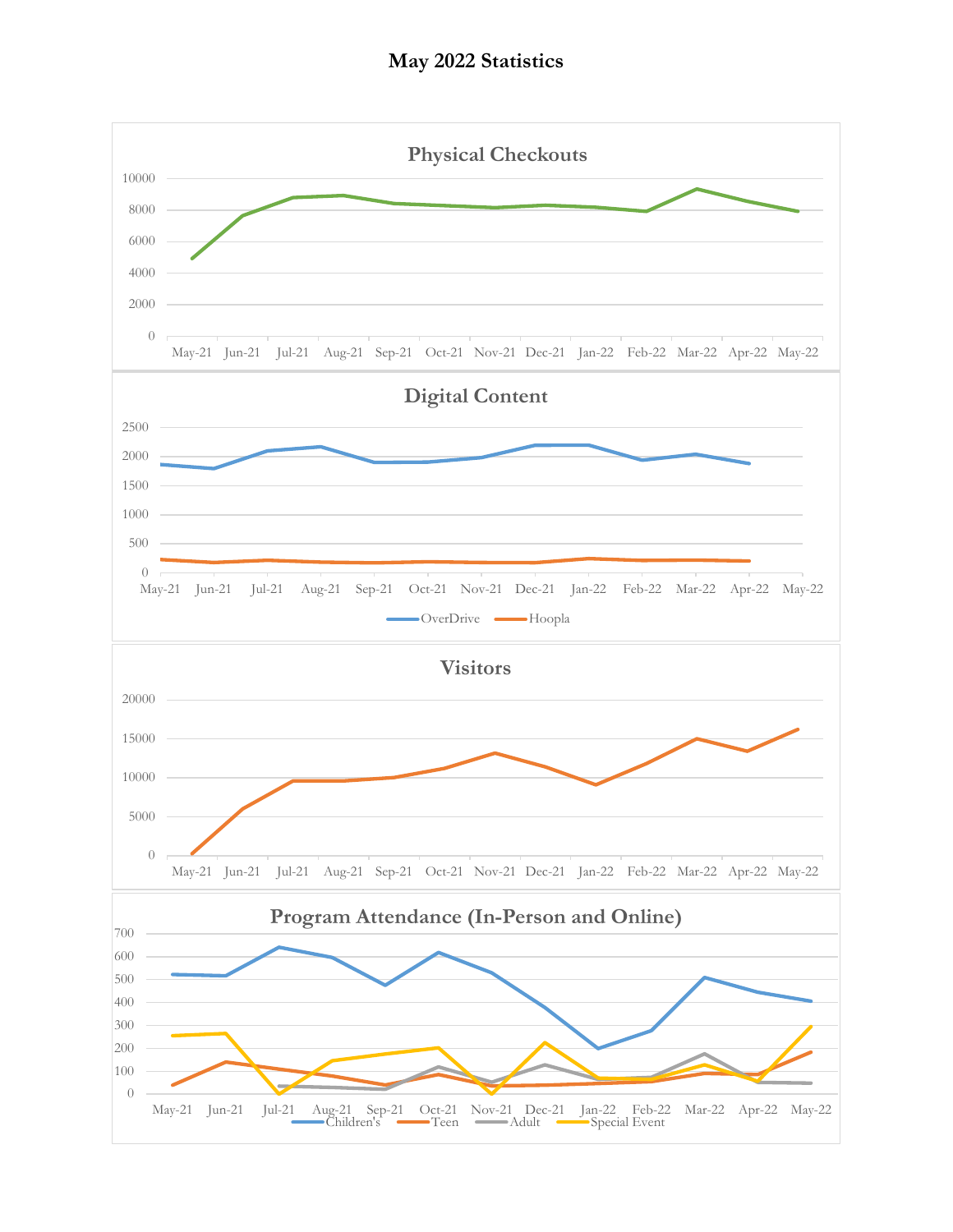# May 2022 Statistics

## Physical Checkouts

10000
8000
6000
4000
2000
0

May-21 Jun-21 Jul-21 Aug-21 Sep-21 Oct-21 Nov-21 Dec-21 Jan-22 Feb-22 Mar-22 Apr-22 May-22

## Digital Content

2500
2000
1500
1000
500
0

May-21 Jun-21 Jul-21 Aug-21 Sep-21 Oct-21 Nov-21 Dec-21 Jan-22 Feb-22 Mar-22 Apr-22 May-22

OverDrive Hoopla

## Visitors

20000
15000
10000
5000
0

May-21 Jun-21 Jul-21 Aug-21 Sep-21 Oct-21 Nov-21 Dec-21 Jan-22 Feb-22 Mar-22 Apr-22 May-22

## Program Attendance (In-Person and Online)

700
600
500
400
300
200
100
0

May-21 Jun-21 Jul-21 Aug-21 Sep-21 Oct-21 Nov-21 Dec-21 Jan-22 Feb-22 Mar-22 Apr-22 May-22

Children's Teen Adult Special Event